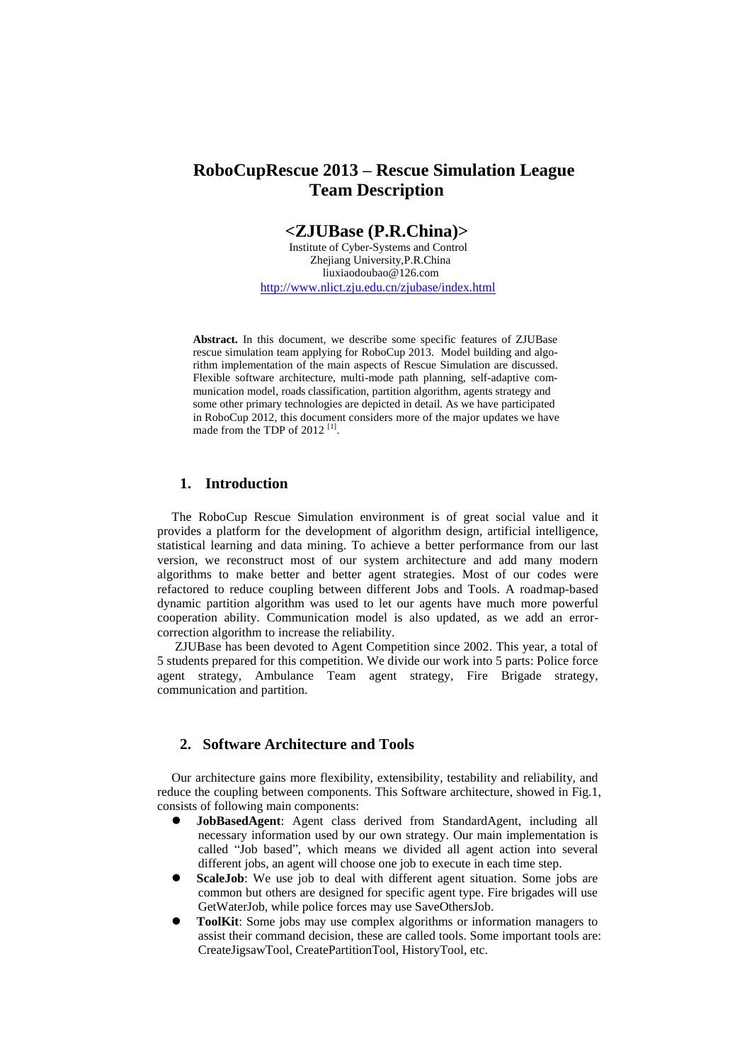# RoboCupRescue 2013 – Rescue Simulation League Team Description

## <ZJUBase (P.R.China)>

Institute of Cyber-Systems and Control
Zhejiang University,P.R.China
liuxiaodoubao@126.com
http://www.nlict.zju.edu.cn/zjubase/index.html

**Abstract.** In this document, we describe some specific features of ZJUBase rescue simulation team applying for RoboCup 2013. Model building and algorithm implementation of the main aspects of Rescue Simulation are discussed. Flexible software architecture, multi-mode path planning, self-adaptive communication model, roads classification, partition algorithm, agents strategy and some other primary technologies are depicted in detail. As we have participated in RoboCup 2012, this document considers more of the major updates we have made from the TDP of 2012 [1].

## 1. Introduction

The RoboCup Rescue Simulation environment is of great social value and it provides a platform for the development of algorithm design, artificial intelligence, statistical learning and data mining. To achieve a better performance from our last version, we reconstruct most of our system architecture and add many modern algorithms to make better and better agent strategies. Most of our codes were refactored to reduce coupling between different Jobs and Tools. A roadmap-based dynamic partition algorithm was used to let our agents have much more powerful cooperation ability. Communication model is also updated, as we add an error-correction algorithm to increase the reliability.

ZJUBase has been devoted to Agent Competition since 2002. This year, a total of 5 students prepared for this competition. We divide our work into 5 parts: Police force agent strategy, Ambulance Team agent strategy, Fire Brigade strategy, communication and partition.

## 2. Software Architecture and Tools

Our architecture gains more flexibility, extensibility, testability and reliability, and reduce the coupling between components. This Software architecture, showed in Fig.1, consists of following main components:

- **JobBasedAgent**: Agent class derived from StandardAgent, including all necessary information used by our own strategy. Our main implementation is called "Job based", which means we divided all agent action into several different jobs, an agent will choose one job to execute in each time step.
- **ScaleJob**: We use job to deal with different agent situation. Some jobs are common but others are designed for specific agent type. Fire brigades will use GetWaterJob, while police forces may use SaveOthersJob.
- **ToolKit**: Some jobs may use complex algorithms or information managers to assist their command decision, these are called tools. Some important tools are: CreateJigsawTool, CreatePartitionTool, HistoryTool, etc.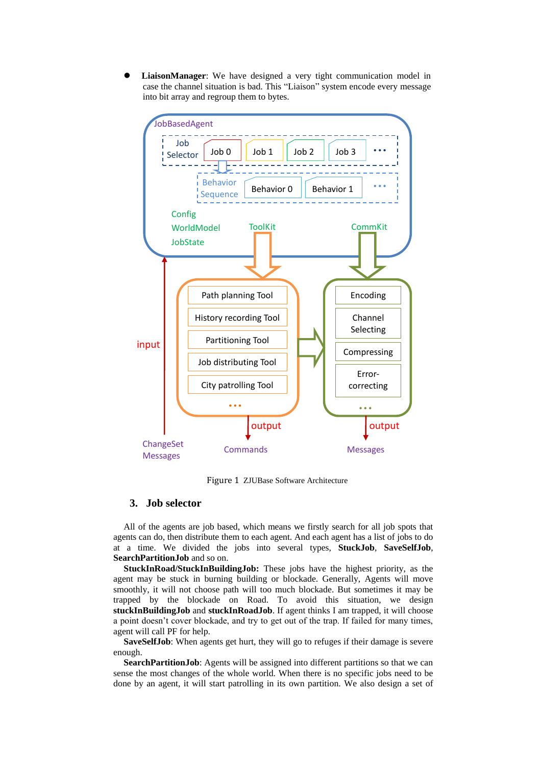- **LiaisonManager**: We have designed a very tight communication model in case the channel situation is bad. This "Liaison" system encode every message into bit array and regroup them to bytes.

Figure 1 ZJUBase Software Architecture

## 3. Job selector

All of the agents are job based, which means we firstly search for all job spots that agents can do, then distribute them to each agent. And each agent has a list of jobs to do at a time. We divided the jobs into several types, **StuckJob**, **SaveSelfJob**, **SearchPartitionJob** and so on.

**StuckInRoad/StuckInBuildingJob:** These jobs have the highest priority, as the agent may be stuck in burning building or blockade. Generally, Agents will move smoothly, it will not choose path will too much blockade. But sometimes it may be trapped by the blockade on Road. To avoid this situation, we design **stuckInBuildingJob** and **stuckInRoadJob**. If agent thinks I am trapped, it will choose a point doesn't cover blockade, and try to get out of the trap. If failed for many times, agent will call PF for help.

**SaveSelfJob**: When agents get hurt, they will go to refuges if their damage is severe enough.

**SearchPartitionJob**: Agents will be assigned into different partitions so that we can sense the most changes of the whole world. When there is no specific jobs need to be done by an agent, it will start patrolling in its own partition. We also design a set of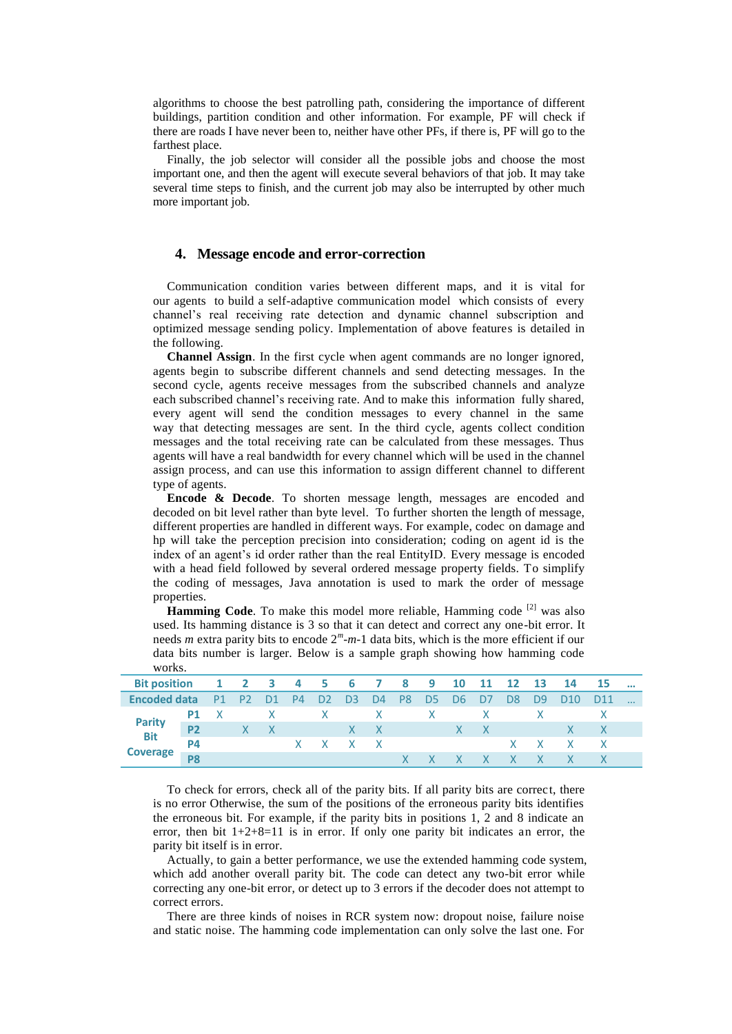algorithms to choose the best patrolling path, considering the importance of different buildings, partition condition and other information. For example, PF will check if there are roads I have never been to, neither have other PFs, if there is, PF will go to the farthest place.

Finally, the job selector will consider all the possible jobs and choose the most important one, and then the agent will execute several behaviors of that job. It may take several time steps to finish, and the current job may also be interrupted by other much more important job.

## 4. Message encode and error-correction

Communication condition varies between different maps, and it is vital for our agents to build a self-adaptive communication model which consists of every channel's real receiving rate detection and dynamic channel subscription and optimized message sending policy. Implementation of above features is detailed in the following.

**Channel Assign**. In the first cycle when agent commands are no longer ignored, agents begin to subscribe different channels and send detecting messages. In the second cycle, agents receive messages from the subscribed channels and analyze each subscribed channel's receiving rate. And to make this information fully shared, every agent will send the condition messages to every channel in the same way that detecting messages are sent. In the third cycle, agents collect condition messages and the total receiving rate can be calculated from these messages. Thus agents will have a real bandwidth for every channel which will be used in the channel assign process, and can use this information to assign different channel to different type of agents.

**Encode & Decode**. To shorten message length, messages are encoded and decoded on bit level rather than byte level. To further shorten the length of message, different properties are handled in different ways. For example, codec on damage and hp will take the perception precision into consideration; coding on agent id is the index of an agent's id order rather than the real EntityID. Every message is encoded with a head field followed by several ordered message property fields. To simplify the coding of messages, Java annotation is used to mark the order of message properties.

**Hamming Code**. To make this model more reliable, Hamming code [2] was also used. Its hamming distance is 3 so that it can detect and correct any one-bit error. It needs *m* extra parity bits to encode $2^m$-$m$-1 data bits, which is the more efficient if our data bits number is larger. Below is a sample graph showing how hamming code works.

| Bit position | | 1 | 2 | 3 | 4 | 5 | 6 | 7 | 8 | 9 | 10 | 11 | 12 | 13 | 14 | 15 | ... |
|---|---|---|---|---|---|---|---|---|---|---|---|---|---|---|---|---|---|
| Encoded data | | P1 | P2 | D1 | P4 | D2 | D3 | D4 | P8 | D5 | D6 | D7 | D8 | D9 | D10 | D11 | ... |
| Parity Bit Coverage | P1 | X | | X | | X | | X | | X | | X | | X | | X | |
| | P2 | | X | X | | | X | X | | | X | X | | | X | X | |
| | P4 | | | | X | X | X | X | | | | | X | X | X | X | |
| | P8 | | | | | | | | X | X | X | X | X | X | X | X | |

To check for errors, check all of the parity bits. If all parity bits are correct, there is no error Otherwise, the sum of the positions of the erroneous parity bits identifies the erroneous bit. For example, if the parity bits in positions 1, 2 and 8 indicate an error, then bit 1+2+8=11 is in error. If only one parity bit indicates an error, the parity bit itself is in error.

Actually, to gain a better performance, we use the extended hamming code system, which add another overall parity bit. The code can detect any two-bit error while correcting any one-bit error, or detect up to 3 errors if the decoder does not attempt to correct errors.

There are three kinds of noises in RCR system now: dropout noise, failure noise and static noise. The hamming code implementation can only solve the last one. For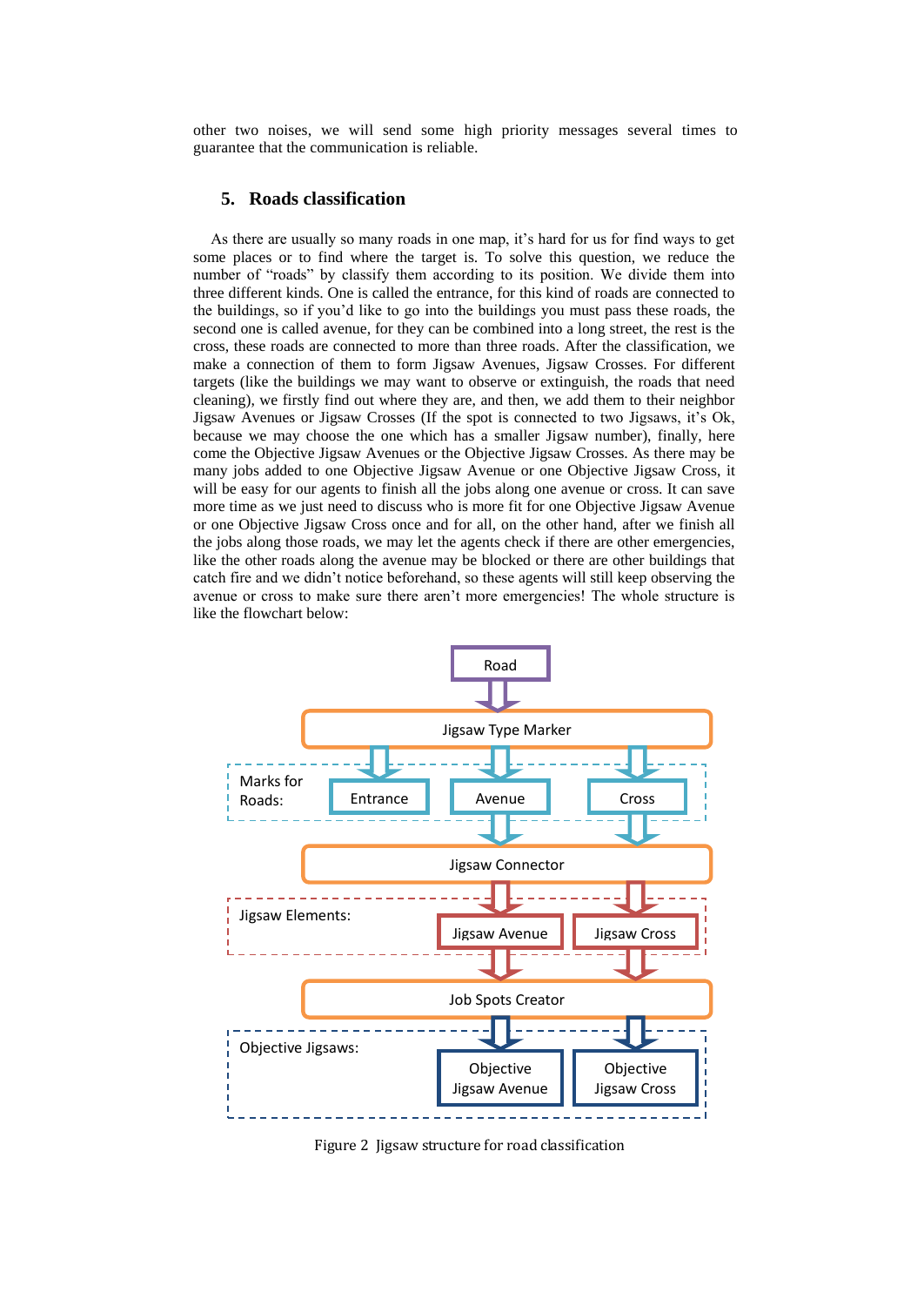other two noises, we will send some high priority messages several times to guarantee that the communication is reliable.

## 5. Roads classification

As there are usually so many roads in one map, it's hard for us for find ways to get some places or to find where the target is. To solve this question, we reduce the number of "roads" by classify them according to its position. We divide them into three different kinds. One is called the entrance, for this kind of roads are connected to the buildings, so if you'd like to go into the buildings you must pass these roads, the second one is called avenue, for they can be combined into a long street, the rest is the cross, these roads are connected to more than three roads. After the classification, we make a connection of them to form Jigsaw Avenues, Jigsaw Crosses. For different targets (like the buildings we may want to observe or extinguish, the roads that need cleaning), we firstly find out where they are, and then, we add them to their neighbor Jigsaw Avenues or Jigsaw Crosses (If the spot is connected to two Jigsaws, it's Ok, because we may choose the one which has a smaller Jigsaw number), finally, here come the Objective Jigsaw Avenues or the Objective Jigsaw Crosses. As there may be many jobs added to one Objective Jigsaw Avenue or one Objective Jigsaw Cross, it will be easy for our agents to finish all the jobs along one avenue or cross. It can save more time as we just need to discuss who is more fit for one Objective Jigsaw Avenue or one Objective Jigsaw Cross once and for all, on the other hand, after we finish all the jobs along those roads, we may let the agents check if there are other emergencies, like the other roads along the avenue may be blocked or there are other buildings that catch fire and we didn't notice beforehand, so these agents will still keep observing the avenue or cross to make sure there aren't more emergencies! The whole structure is like the flowchart below:

Road → Jigsaw Type Marker

Marks for Roads: Entrance, Avenue, Cross

Jigsaw Connector

Jigsaw Elements: Jigsaw Avenue, Jigsaw Cross

Job Spots Creator

Objective Jigsaws: Objective Jigsaw Avenue, Objective Jigsaw Cross

Figure 2 Jigsaw structure for road classification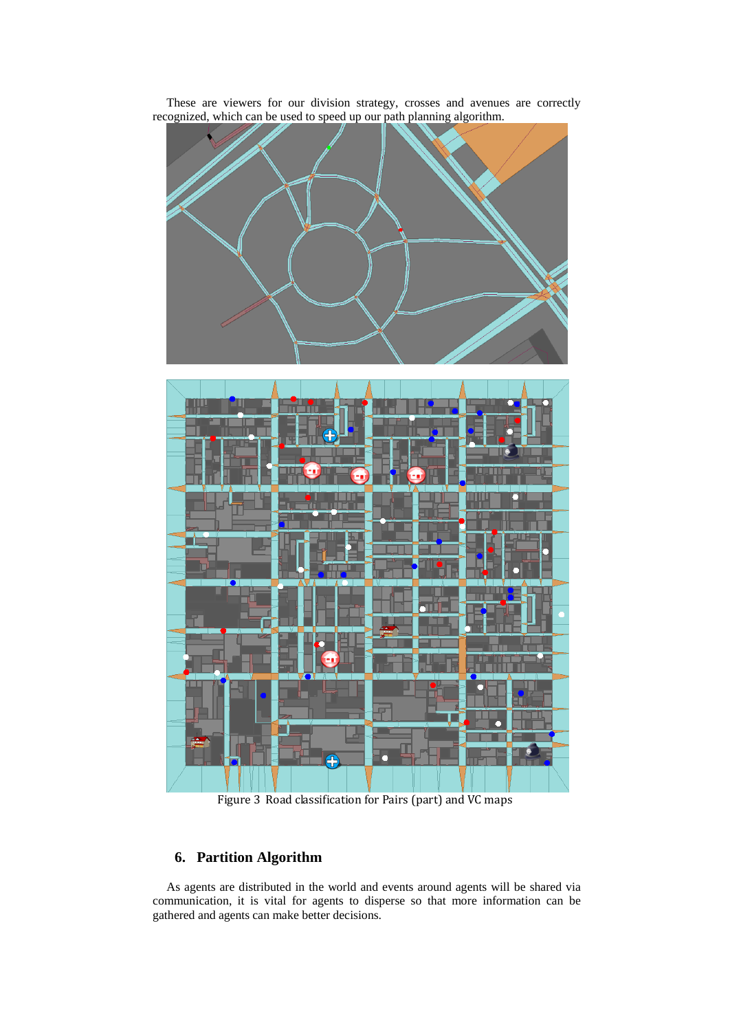These are viewers for our division strategy, crosses and avenues are correctly recognized, which can be used to speed up our path planning algorithm.

Figure 3 Road classification for Pairs (part) and VC maps

## 6. Partition Algorithm

As agents are distributed in the world and events around agents will be shared via communication, it is vital for agents to disperse so that more information can be gathered and agents can make better decisions.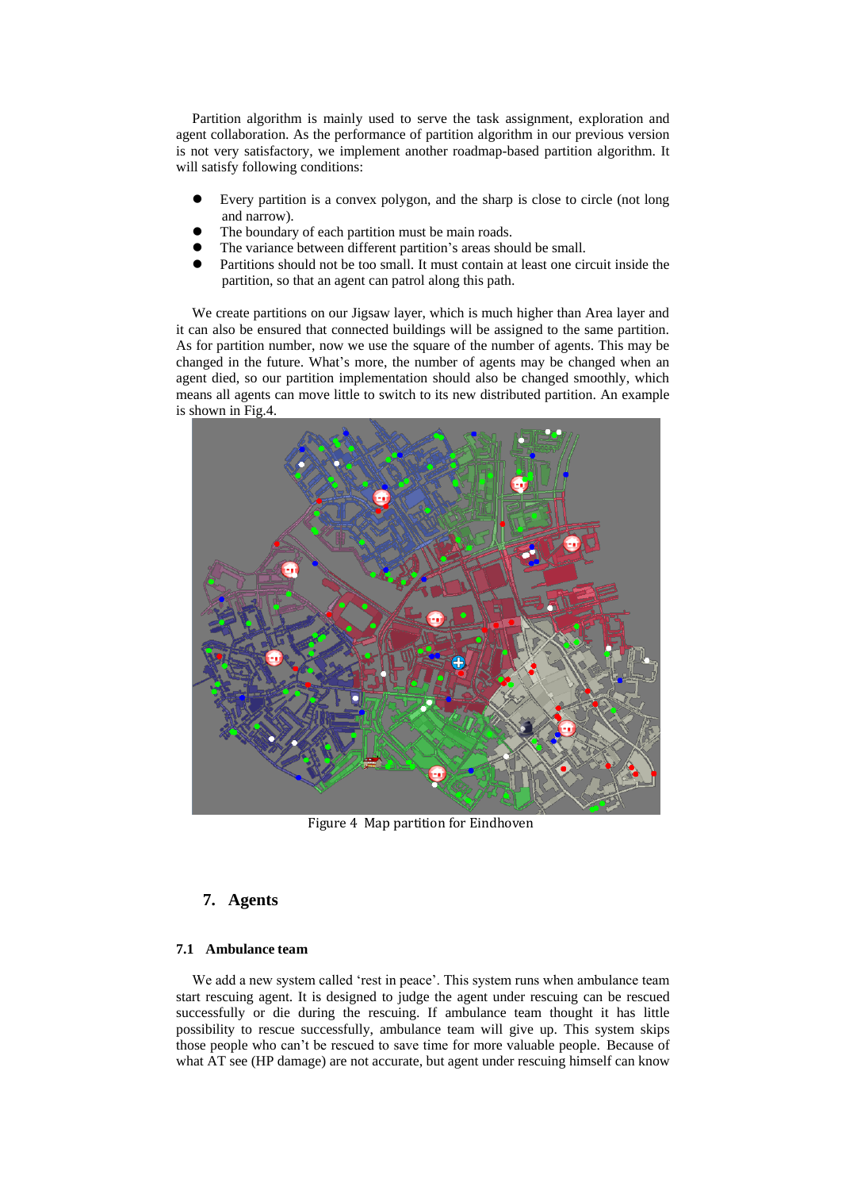Partition algorithm is mainly used to serve the task assignment, exploration and agent collaboration. As the performance of partition algorithm in our previous version is not very satisfactory, we implement another roadmap-based partition algorithm. It will satisfy following conditions:

- Every partition is a convex polygon, and the sharp is close to circle (not long and narrow).
- The boundary of each partition must be main roads.
- The variance between different partition's areas should be small.
- Partitions should not be too small. It must contain at least one circuit inside the partition, so that an agent can patrol along this path.

We create partitions on our Jigsaw layer, which is much higher than Area layer and it can also be ensured that connected buildings will be assigned to the same partition. As for partition number, now we use the square of the number of agents. This may be changed in the future. What's more, the number of agents may be changed when an agent died, so our partition implementation should also be changed smoothly, which means all agents can move little to switch to its new distributed partition. An example is shown in Fig.4.

Figure 4 Map partition for Eindhoven

## 7. Agents

### 7.1 Ambulance team

We add a new system called 'rest in peace'. This system runs when ambulance team start rescuing agent. It is designed to judge the agent under rescuing can be rescued successfully or die during the rescuing. If ambulance team thought it has little possibility to rescue successfully, ambulance team will give up. This system skips those people who can't be rescued to save time for more valuable people. Because of what AT see (HP damage) are not accurate, but agent under rescuing himself can know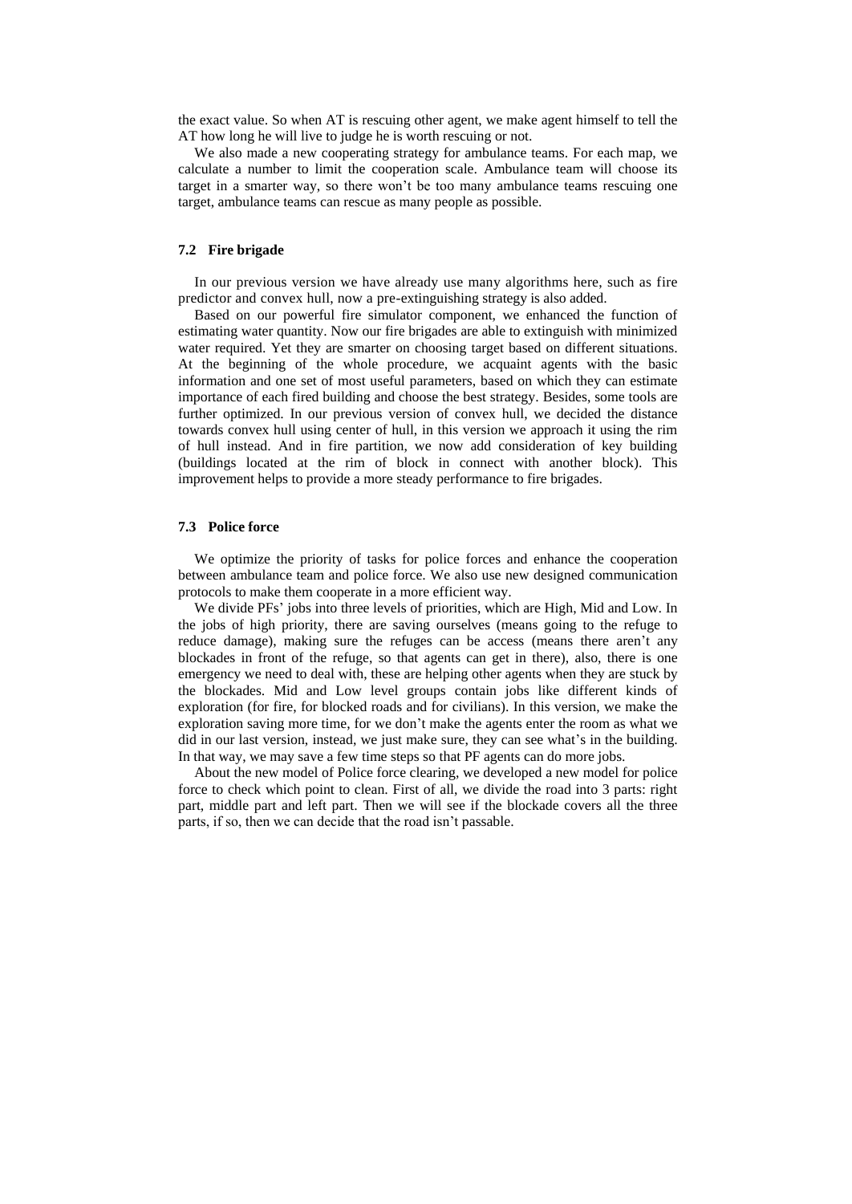the exact value. So when AT is rescuing other agent, we make agent himself to tell the AT how long he will live to judge he is worth rescuing or not.

We also made a new cooperating strategy for ambulance teams. For each map, we calculate a number to limit the cooperation scale. Ambulance team will choose its target in a smarter way, so there won't be too many ambulance teams rescuing one target, ambulance teams can rescue as many people as possible.

### 7.2 Fire brigade

In our previous version we have already use many algorithms here, such as fire predictor and convex hull, now a pre-extinguishing strategy is also added.

Based on our powerful fire simulator component, we enhanced the function of estimating water quantity. Now our fire brigades are able to extinguish with minimized water required. Yet they are smarter on choosing target based on different situations. At the beginning of the whole procedure, we acquaint agents with the basic information and one set of most useful parameters, based on which they can estimate importance of each fired building and choose the best strategy. Besides, some tools are further optimized. In our previous version of convex hull, we decided the distance towards convex hull using center of hull, in this version we approach it using the rim of hull instead. And in fire partition, we now add consideration of key building (buildings located at the rim of block in connect with another block). This improvement helps to provide a more steady performance to fire brigades.

### 7.3 Police force

We optimize the priority of tasks for police forces and enhance the cooperation between ambulance team and police force. We also use new designed communication protocols to make them cooperate in a more efficient way.

We divide PFs' jobs into three levels of priorities, which are High, Mid and Low. In the jobs of high priority, there are saving ourselves (means going to the refuge to reduce damage), making sure the refuges can be access (means there aren't any blockades in front of the refuge, so that agents can get in there), also, there is one emergency we need to deal with, these are helping other agents when they are stuck by the blockades. Mid and Low level groups contain jobs like different kinds of exploration (for fire, for blocked roads and for civilians). In this version, we make the exploration saving more time, for we don't make the agents enter the room as what we did in our last version, instead, we just make sure, they can see what's in the building. In that way, we may save a few time steps so that PF agents can do more jobs.

About the new model of Police force clearing, we developed a new model for police force to check which point to clean. First of all, we divide the road into 3 parts: right part, middle part and left part. Then we will see if the blockade covers all the three parts, if so, then we can decide that the road isn't passable.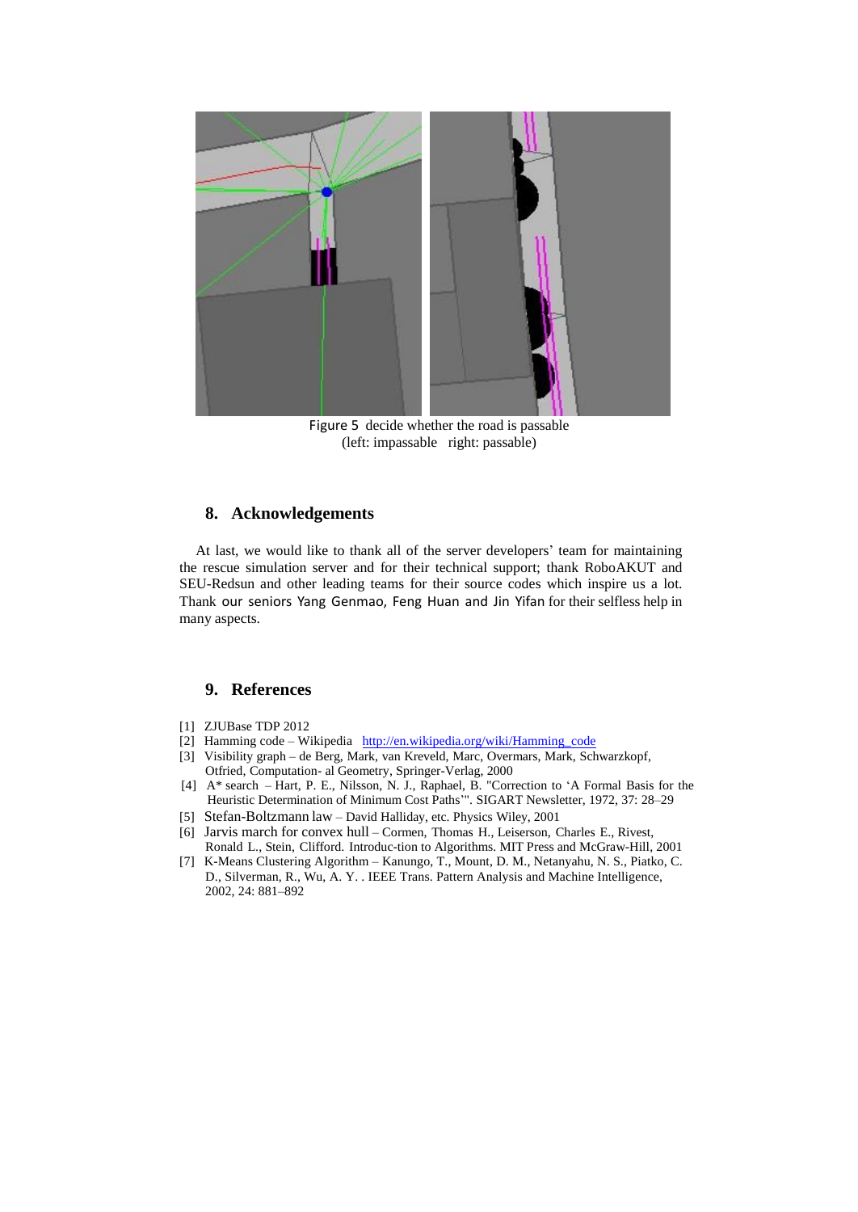Figure 5 decide whether the road is passable
(left: impassable right: passable)

## 8. Acknowledgements

At last, we would like to thank all of the server developers' team for maintaining the rescue simulation server and for their technical support; thank RoboAKUT and SEU-Redsun and other leading teams for their source codes which inspire us a lot. Thank our seniors Yang Genmao, Feng Huan and Jin Yifan for their selfless help in many aspects.

## 9. References

[1] ZJUBase TDP 2012
[2] Hamming code – Wikipedia http://en.wikipedia.org/wiki/Hamming_code
[3] Visibility graph – de Berg, Mark, van Kreveld, Marc, Overmars, Mark, Schwarzkopf, Otfried, Computation- al Geometry, Springer-Verlag, 2000
[4] A* search – Hart, P. E., Nilsson, N. J., Raphael, B. "Correction to 'A Formal Basis for the Heuristic Determination of Minimum Cost Paths'". SIGART Newsletter, 1972, 37: 28–29
[5] Stefan-Boltzmann law – David Halliday, etc. Physics Wiley, 2001
[6] Jarvis march for convex hull – Cormen, Thomas H., Leiserson, Charles E., Rivest, Ronald L., Stein, Clifford. Introduc-tion to Algorithms. MIT Press and McGraw-Hill, 2001
[7] K-Means Clustering Algorithm – Kanungo, T., Mount, D. M., Netanyahu, N. S., Piatko, C. D., Silverman, R., Wu, A. Y. . IEEE Trans. Pattern Analysis and Machine Intelligence, 2002, 24: 881–892